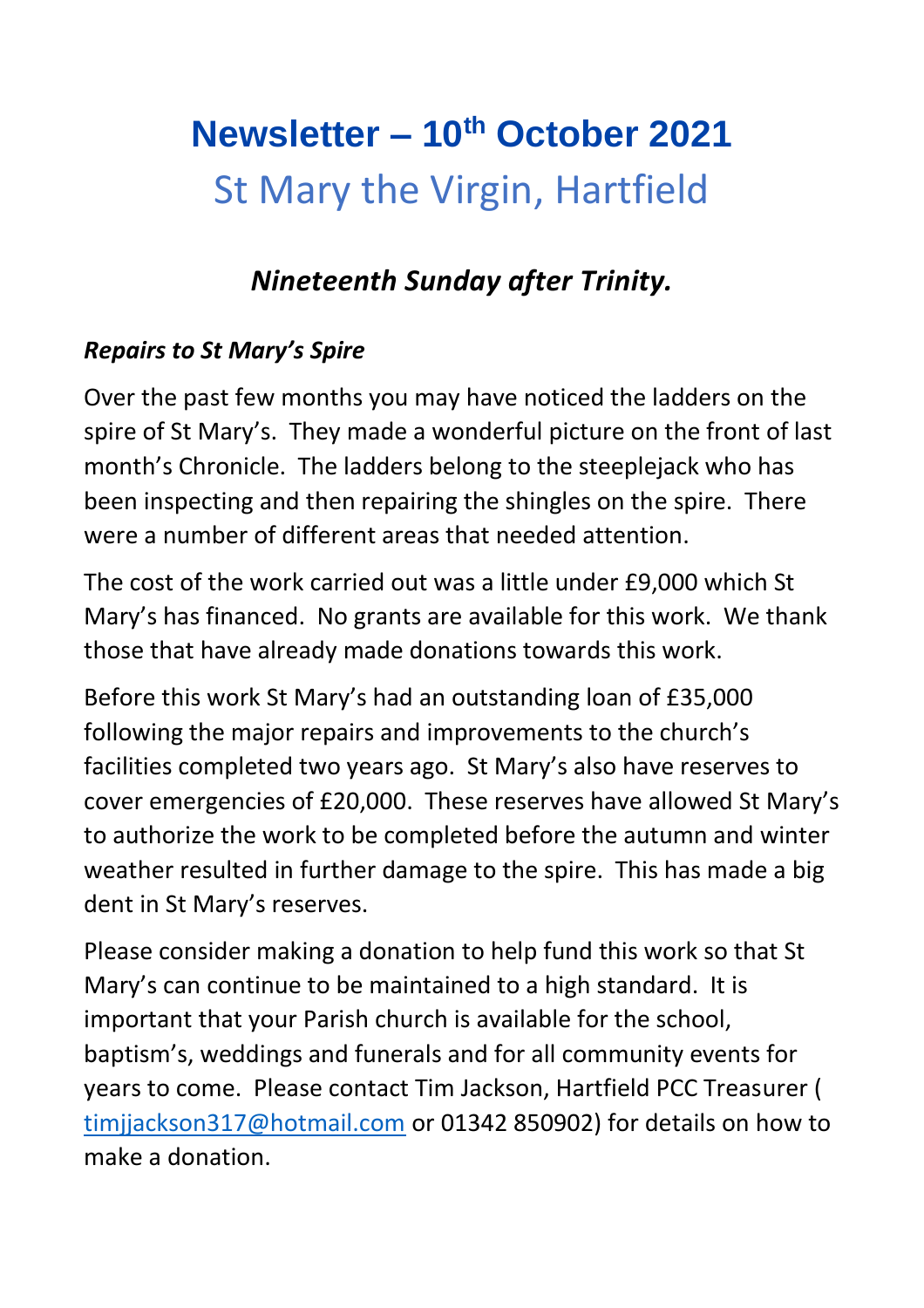# Newsletter – 10th October 2021

## St Mary the Virgin, Hartfield

### *Nineteenth Sunday after Trinity.*

***Repairs to St Mary's Spire***

Over the past few months you may have noticed the ladders on the spire of St Mary's. They made a wonderful picture on the front of last month's Chronicle. The ladders belong to the steeplejack who has been inspecting and then repairing the shingles on the spire. There were a number of different areas that needed attention.

The cost of the work carried out was a little under £9,000 which St Mary's has financed. No grants are available for this work. We thank those that have already made donations towards this work.

Before this work St Mary's had an outstanding loan of £35,000 following the major repairs and improvements to the church's facilities completed two years ago. St Mary's also have reserves to cover emergencies of £20,000. These reserves have allowed St Mary's to authorize the work to be completed before the autumn and winter weather resulted in further damage to the spire. This has made a big dent in St Mary's reserves.

Please consider making a donation to help fund this work so that St Mary's can continue to be maintained to a high standard. It is important that your Parish church is available for the school, baptism's, weddings and funerals and for all community events for years to come. Please contact Tim Jackson, Hartfield PCC Treasurer ( timjjackson317@hotmail.com or 01342 850902) for details on how to make a donation.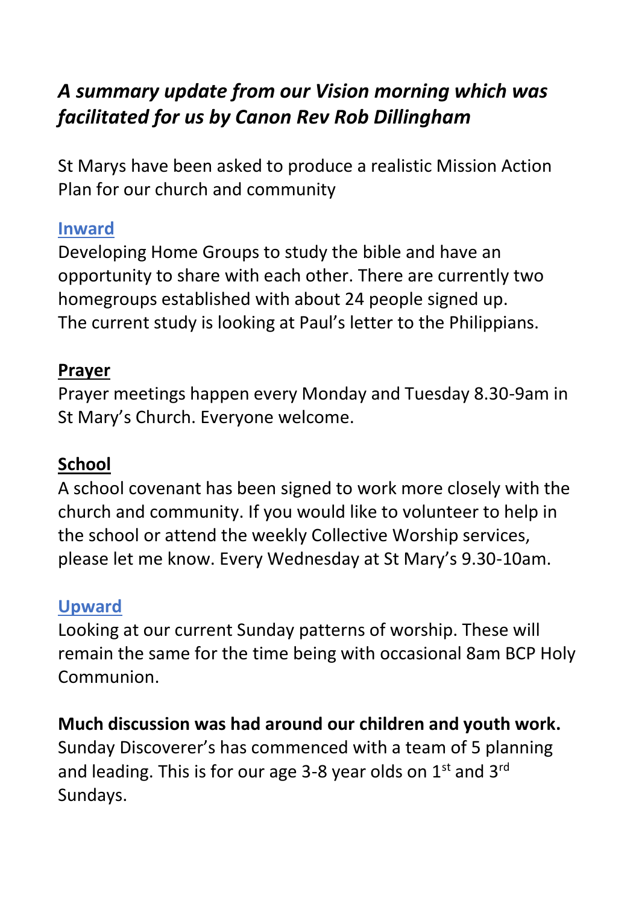## *A summary update from our Vision morning which was facilitated for us by Canon Rev Rob Dillingham*

St Marys have been asked to produce a realistic Mission Action Plan for our church and community

### Inward

Developing Home Groups to study the bible and have an opportunity to share with each other. There are currently two homegroups established with about 24 people signed up. The current study is looking at Paul's letter to the Philippians.

### Prayer

Prayer meetings happen every Monday and Tuesday 8.30-9am in St Mary's Church. Everyone welcome.

### School

A school covenant has been signed to work more closely with the church and community. If you would like to volunteer to help in the school or attend the weekly Collective Worship services, please let me know. Every Wednesday at St Mary's 9.30-10am.

### Upward

Looking at our current Sunday patterns of worship. These will remain the same for the time being with occasional 8am BCP Holy Communion.

**Much discussion was had around our children and youth work.**
Sunday Discoverer's has commenced with a team of 5 planning and leading. This is for our age 3-8 year olds on 1st and 3rd Sundays.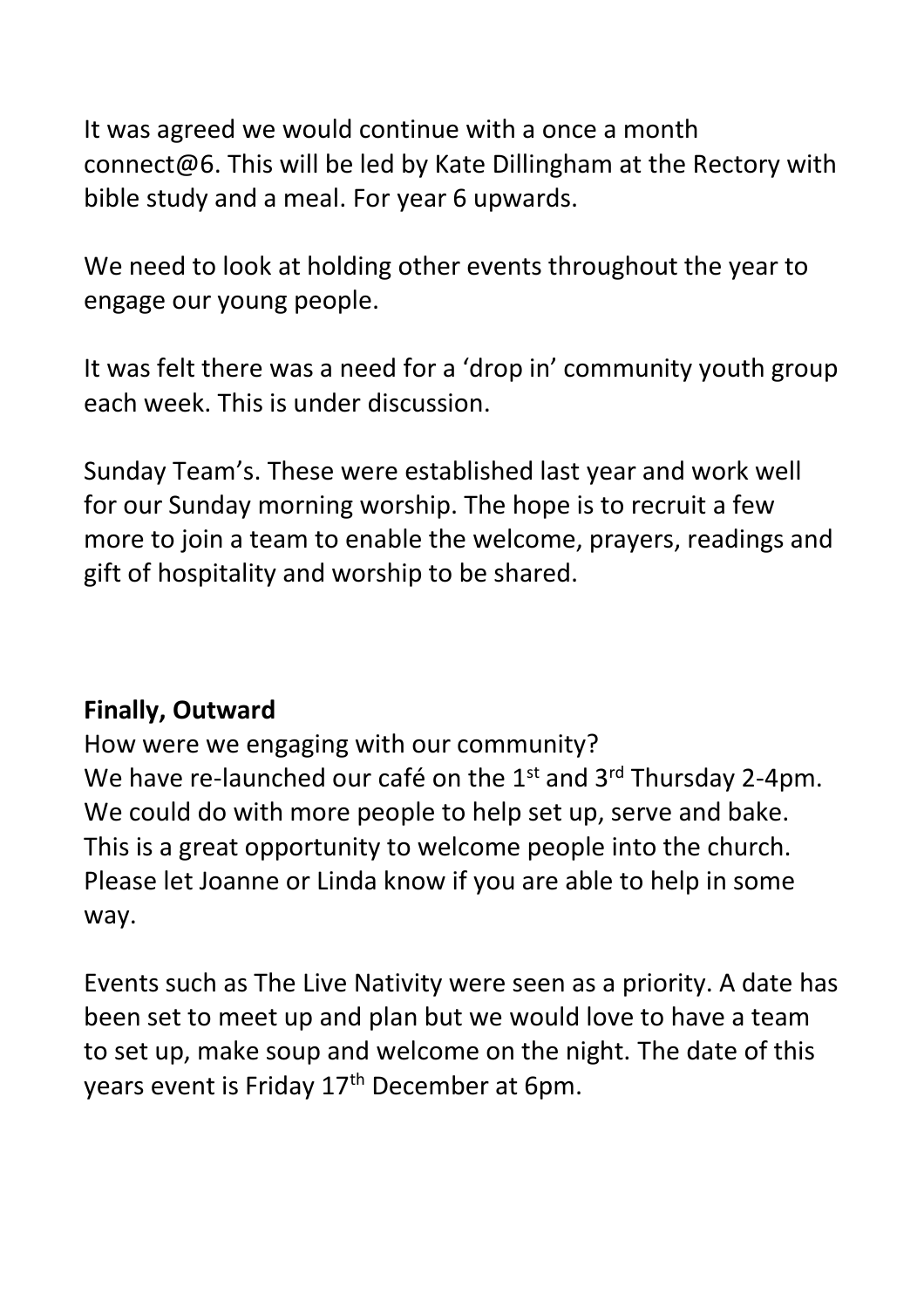It was agreed we would continue with a once a month connect@6. This will be led by Kate Dillingham at the Rectory with bible study and a meal. For year 6 upwards.

We need to look at holding other events throughout the year to engage our young people.

It was felt there was a need for a 'drop in' community youth group each week. This is under discussion.

Sunday Team's. These were established last year and work well for our Sunday morning worship. The hope is to recruit a few more to join a team to enable the welcome, prayers, readings and gift of hospitality and worship to be shared.

**Finally, Outward**

How were we engaging with our community?
We have re-launched our café on the 1st and 3rd Thursday 2-4pm. We could do with more people to help set up, serve and bake. This is a great opportunity to welcome people into the church. Please let Joanne or Linda know if you are able to help in some way.

Events such as The Live Nativity were seen as a priority. A date has been set to meet up and plan but we would love to have a team to set up, make soup and welcome on the night. The date of this years event is Friday 17th December at 6pm.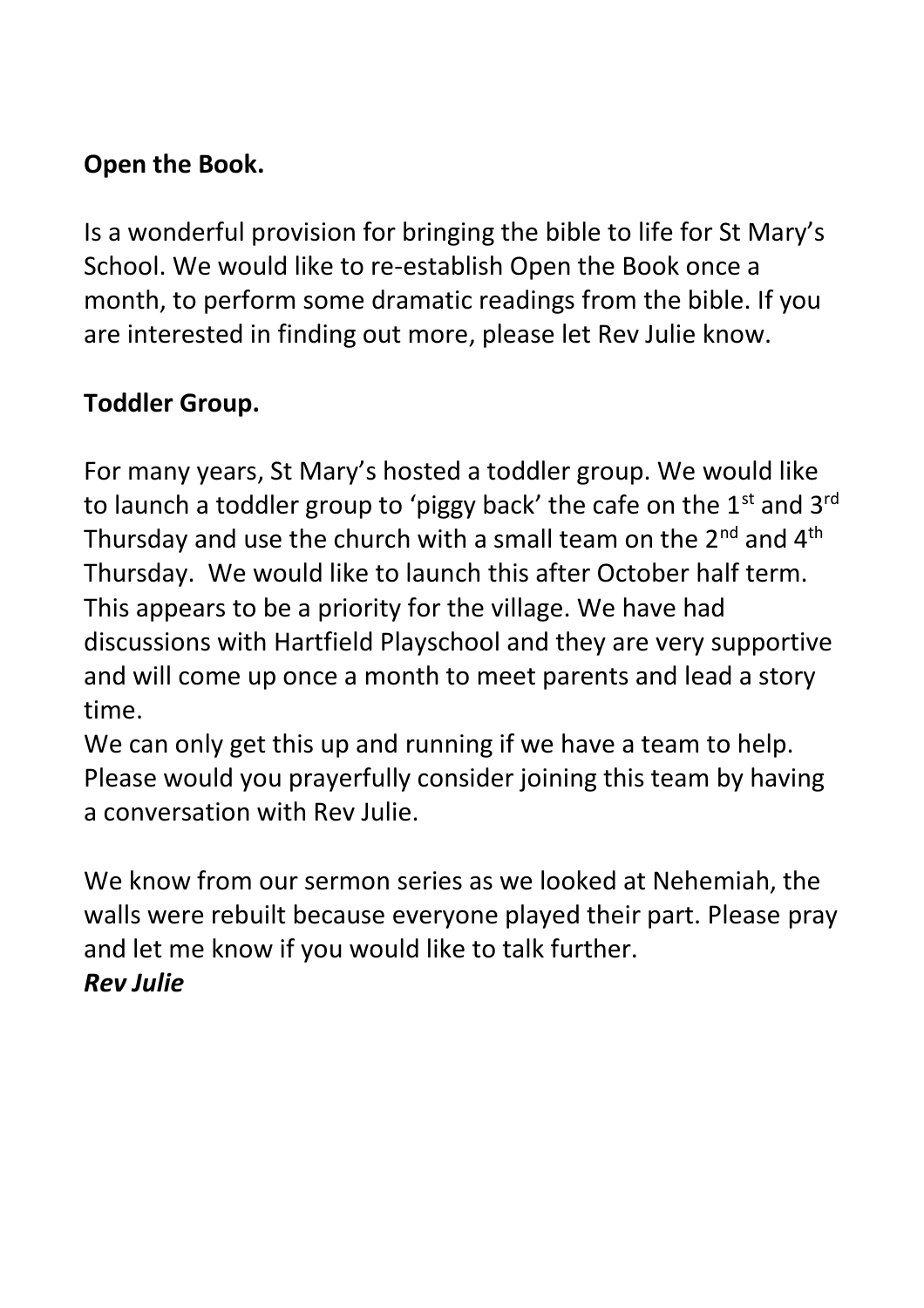**Open the Book.**

Is a wonderful provision for bringing the bible to life for St Mary's School. We would like to re-establish Open the Book once a month, to perform some dramatic readings from the bible. If you are interested in finding out more, please let Rev Julie know.

**Toddler Group.**

For many years, St Mary's hosted a toddler group. We would like to launch a toddler group to 'piggy back' the cafe on the 1st and 3rd Thursday and use the church with a small team on the 2nd and 4th Thursday. We would like to launch this after October half term. This appears to be a priority for the village. We have had discussions with Hartfield Playschool and they are very supportive and will come up once a month to meet parents and lead a story time.
We can only get this up and running if we have a team to help. Please would you prayerfully consider joining this team by having a conversation with Rev Julie.

We know from our sermon series as we looked at Nehemiah, the walls were rebuilt because everyone played their part. Please pray and let me know if you would like to talk further.
***Rev Julie***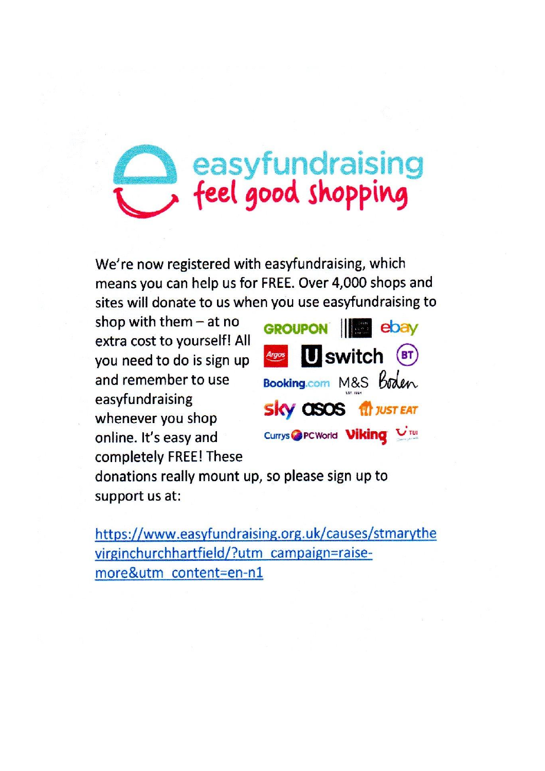# easyfundraising
## feel good shopping

We're now registered with easyfundraising, which means you can help us for FREE. Over 4,000 shops and sites will donate to us when you use easyfundraising to shop with them – at no extra cost to yourself! All you need to do is sign up and remember to use easyfundraising whenever you shop online. It's easy and completely FREE! These donations really mount up, so please sign up to support us at:

GROUPON ebay Argos Uswitch BT Booking.com M&S Boden sky asos JUST EAT Currys PC World Viking TUI

[https://www.easyfundraising.org.uk/causes/stmarythevirginchurchhartfield/?utm_campaign=raise-more&utm_content=en-n1](https://www.easyfundraising.org.uk/causes/stmarythevirginchurchhartfield/?utm_campaign=raise-more&utm_content=en-n1)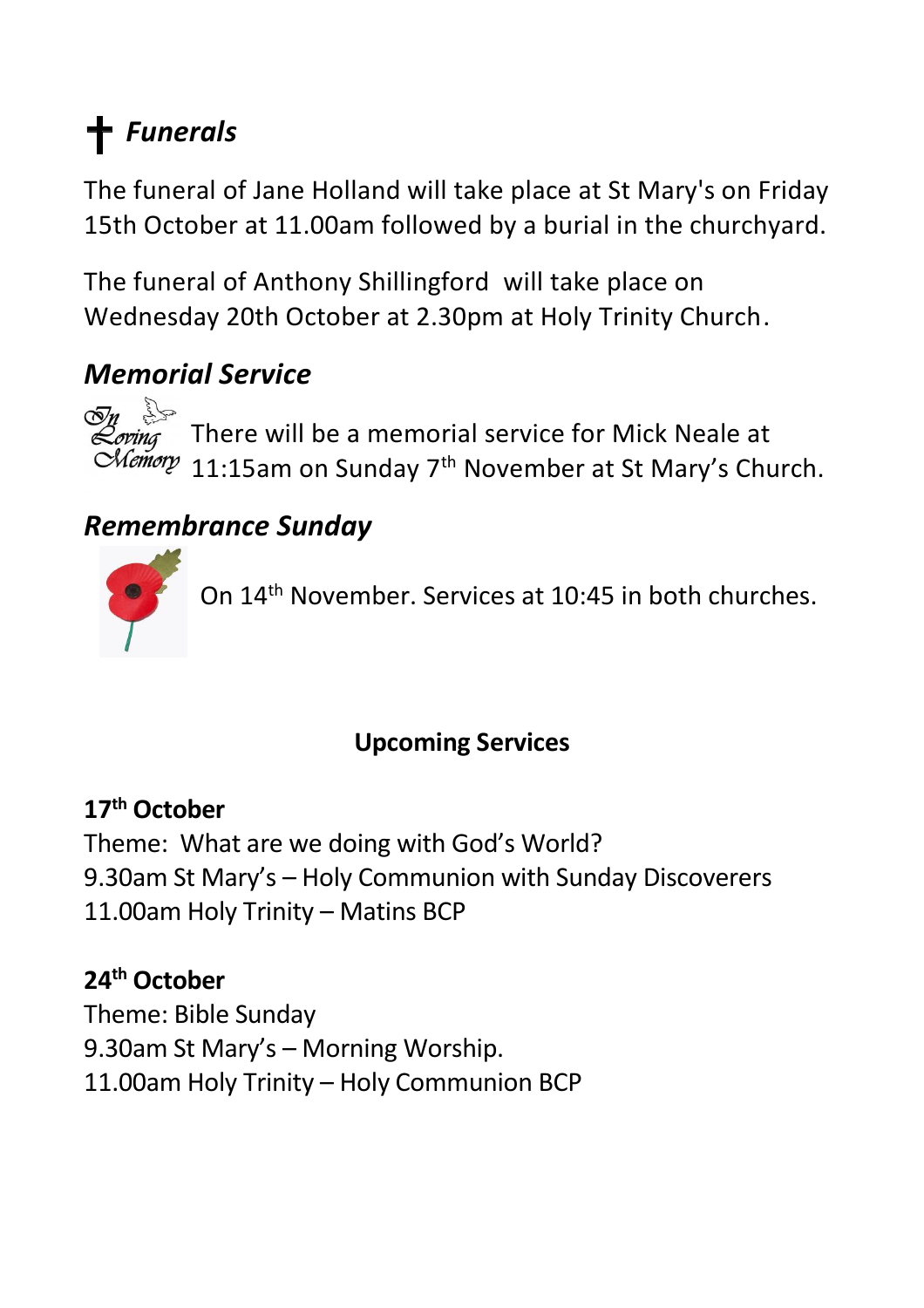## ✝ *Funerals*

The funeral of Jane Holland will take place at St Mary's on Friday 15th October at 11.00am followed by a burial in the churchyard.

The funeral of Anthony Shillingford will take place on Wednesday 20th October at 2.30pm at Holy Trinity Church.

## *Memorial Service*

There will be a memorial service for Mick Neale at 11:15am on Sunday 7th November at St Mary's Church.

## *Remembrance Sunday*

On 14th November. Services at 10:45 in both churches.

### Upcoming Services

**17th October**
Theme: What are we doing with God's World?
9.30am St Mary's – Holy Communion with Sunday Discoverers
11.00am Holy Trinity – Matins BCP

**24th October**
Theme: Bible Sunday
9.30am St Mary's – Morning Worship.
11.00am Holy Trinity – Holy Communion BCP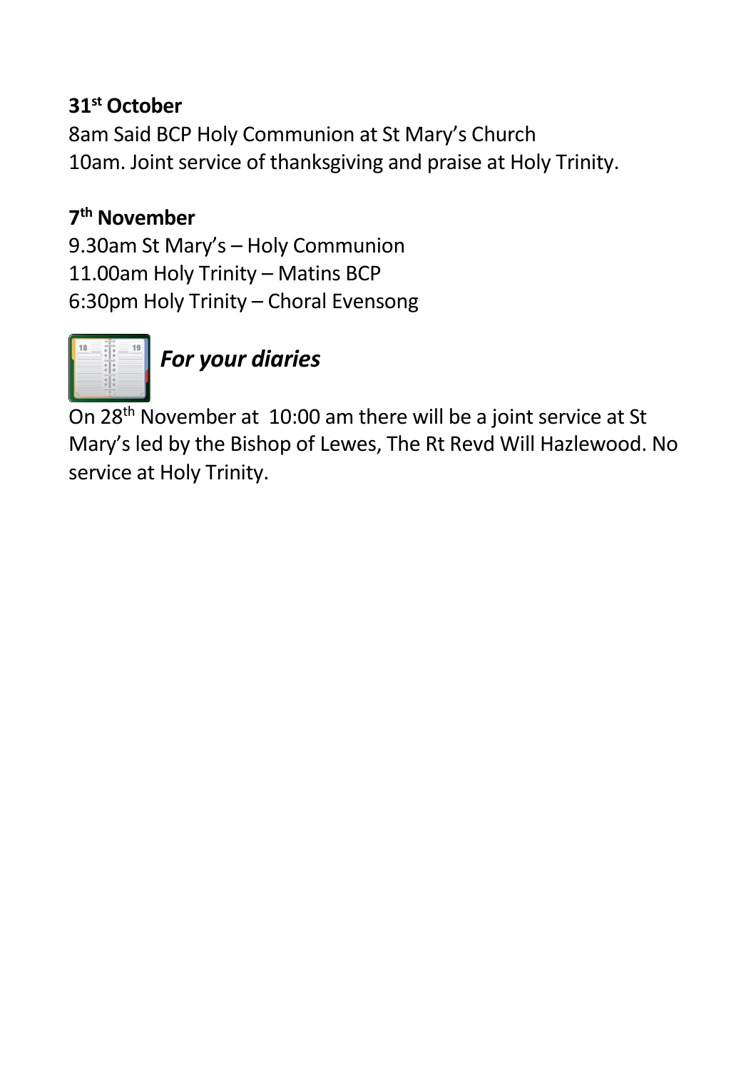**31st October**

8am Said BCP Holy Communion at St Mary's Church
10am. Joint service of thanksgiving and praise at Holy Trinity.

**7th November**

9.30am St Mary's – Holy Communion
11.00am Holy Trinity – Matins BCP
6:30pm Holy Trinity – Choral Evensong

***For your diaries***

On 28th November at 10:00 am there will be a joint service at St Mary's led by the Bishop of Lewes, The Rt Revd Will Hazlewood. No service at Holy Trinity.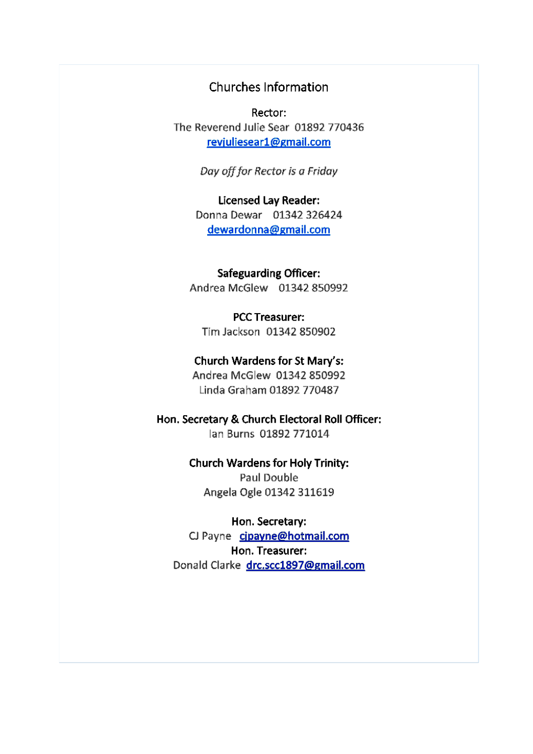# Churches Information

Rector:
The Reverend Julie Sear 01892 770436
revjuliesear1@gmail.com

*Day off for Rector is a Friday*

**Licensed Lay Reader:**
Donna Dewar 01342 326424
dewardonna@gmail.com

**Safeguarding Officer:**
Andrea McGlew 01342 850992

**PCC Treasurer:**
Tim Jackson 01342 850902

**Church Wardens for St Mary's:**
Andrea McGlew 01342 850992
Linda Graham 01892 770487

**Hon. Secretary & Church Electoral Roll Officer:**
Ian Burns 01892 771014

**Church Wardens for Holy Trinity:**
Paul Double
Angela Ogle 01342 311619

**Hon. Secretary:**
CJ Payne cjpayne@hotmail.com
**Hon. Treasurer:**
Donald Clarke drc.scc1897@gmail.com